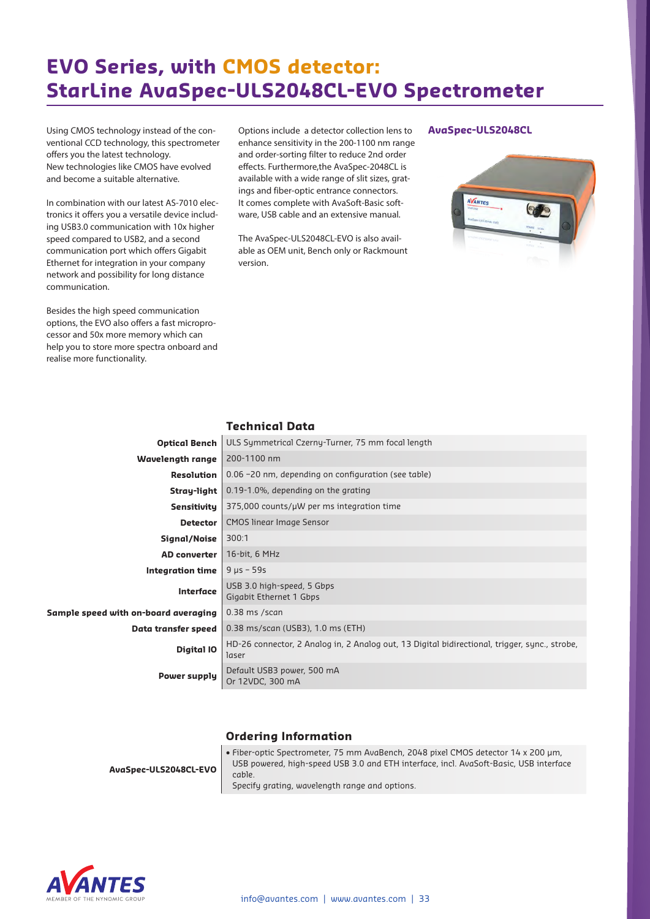# EVO Series, with CMOS detector: StarLine AvaSpec-ULS2048CL-EVO Spectrometer

Using CMOS technology instead of the conventional CCD technology, this spectrometer offers you the latest technology.
New technologies like CMOS have evolved and become a suitable alternative.

In combination with our latest AS-7010 electronics it offers you a versatile device including USB3.0 communication with 10x higher speed compared to USB2, and a second communication port which offers Gigabit Ethernet for integration in your company network and possibility for long distance communication.

Besides the high speed communication options, the EVO also offers a fast microprocessor and 50x more memory which can help you to store more spectra onboard and realise more functionality.

Options include a detector collection lens to enhance sensitivity in the 200-1100 nm range and order-sorting filter to reduce 2nd order effects. Furthermore,the AvaSpec-2048CL is available with a wide range of slit sizes, gratings and fiber-optic entrance connectors.
It comes complete with AvaSoft-Basic software, USB cable and an extensive manual.

The AvaSpec-ULS2048CL-EVO is also available as OEM unit, Bench only or Rackmount version.

**AvaSpec-ULS2048CL**

## Technical Data

| | |
|---|---|
| **Optical Bench** | ULS Symmetrical Czerny-Turner, 75 mm focal length |
| **Wavelength range** | 200-1100 nm |
| **Resolution** | 0.06 –20 nm, depending on configuration (see table) |
| **Stray-light** | 0.19-1.0%, depending on the grating |
| **Sensitivity** | 375,000 counts/μW per ms integration time |
| **Detector** | CMOS linear Image Sensor |
| **Signal/Noise** | 300:1 |
| **AD converter** | 16-bit, 6 MHz |
| **Integration time** | 9 μs – 59s |
| **Interface** | USB 3.0 high-speed, 5 Gbps<br>Gigabit Ethernet 1 Gbps |
| **Sample speed with on-board averaging** | 0.38 ms /scan |
| **Data transfer speed** | 0.38 ms/scan (USB3), 1.0 ms (ETH) |
| **Digital IO** | HD-26 connector, 2 Analog in, 2 Analog out, 13 Digital bidirectional, trigger, sync., strobe, laser |
| **Power supply** | Default USB3 power, 500 mA<br>Or 12VDC, 300 mA |

## Ordering Information

| | |
|---|---|
| **AvaSpec-ULS2048CL-EVO** | • Fiber-optic Spectrometer, 75 mm AvaBench, 2048 pixel CMOS detector 14 x 200 μm, USB powered, high-speed USB 3.0 and ETH interface, incl. AvaSoft-Basic, USB interface cable.<br>Specify grating, wavelength range and options. |

AVANTES
MEMBER OF THE NYNOMIC GROUP

info@avantes.com | www.avantes.com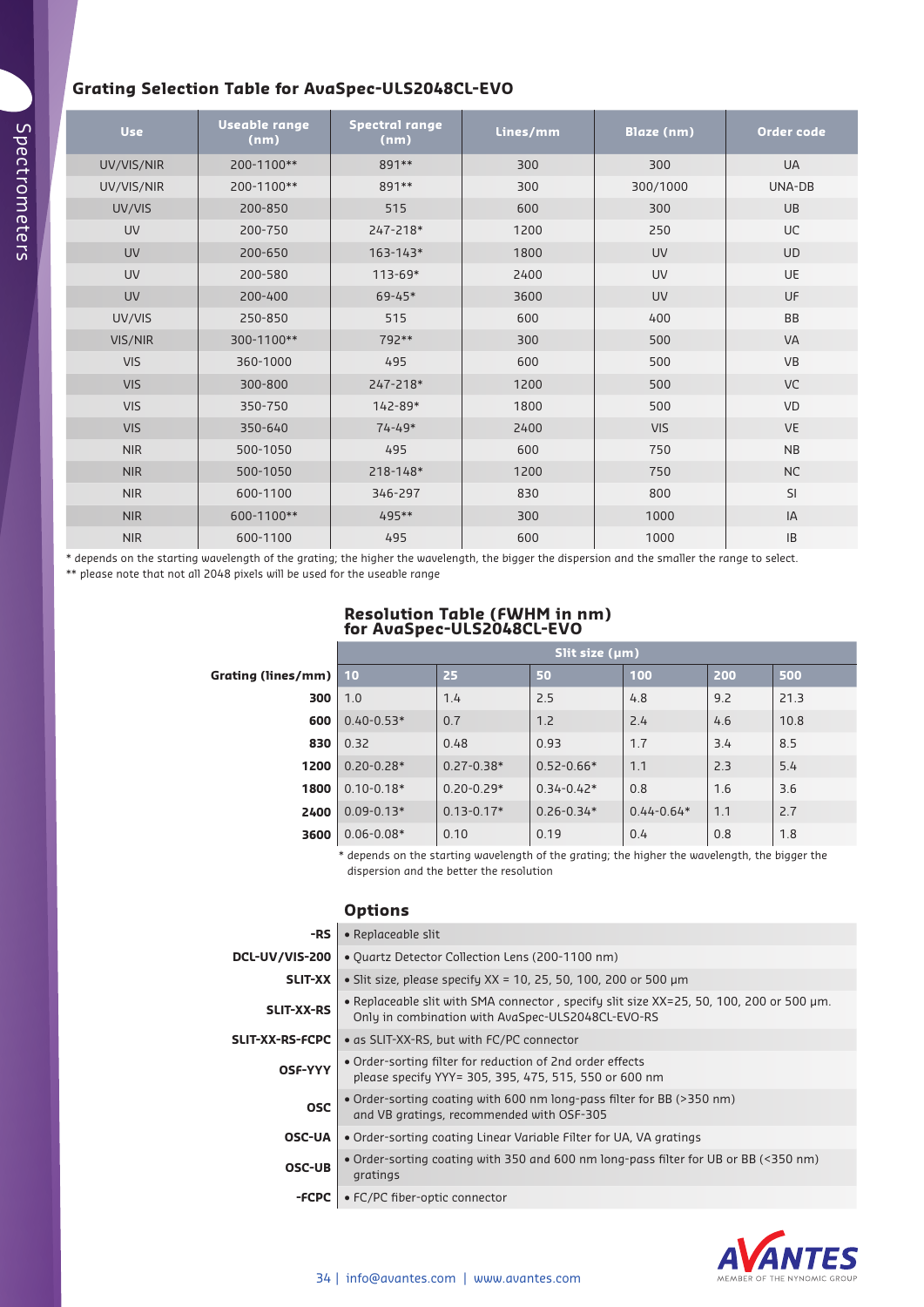## Grating Selection Table for AvaSpec-ULS2048CL-EVO

| Use | Useable range (nm) | Spectral range (nm) | Lines/mm | Blaze (nm) | Order code |
|---|---|---|---|---|---|
| UV/VIS/NIR | 200-1100** | 891** | 300 | 300 | UA |
| UV/VIS/NIR | 200-1100** | 891** | 300 | 300/1000 | UNA-DB |
| UV/VIS | 200-850 | 515 | 600 | 300 | UB |
| UV | 200-750 | 247-218* | 1200 | 250 | UC |
| UV | 200-650 | 163-143* | 1800 | UV | UD |
| UV | 200-580 | 113-69* | 2400 | UV | UE |
| UV | 200-400 | 69-45* | 3600 | UV | UF |
| UV/VIS | 250-850 | 515 | 600 | 400 | BB |
| VIS/NIR | 300-1100** | 792** | 300 | 500 | VA |
| VIS | 360-1000 | 495 | 600 | 500 | VB |
| VIS | 300-800 | 247-218* | 1200 | 500 | VC |
| VIS | 350-750 | 142-89* | 1800 | 500 | VD |
| VIS | 350-640 | 74-49* | 2400 | VIS | VE |
| NIR | 500-1050 | 495 | 600 | 750 | NB |
| NIR | 500-1050 | 218-148* | 1200 | 750 | NC |
| NIR | 600-1100 | 346-297 | 830 | 800 | SI |
| NIR | 600-1100** | 495** | 300 | 1000 | IA |
| NIR | 600-1100 | 495 | 600 | 1000 | IB |

\* depends on the starting wavelength of the grating; the higher the wavelength, the bigger the dispersion and the smaller the range to select.
** please note that not all 2048 pixels will be used for the useable range

## Resolution Table (FWHM in nm) for AvaSpec-ULS2048CL-EVO

| | Slit size (µm) | | | | | |
|---|---|---|---|---|---|---|
| **Grating (lines/mm)** | 10 | 25 | 50 | 100 | 200 | 500 |
| **300** | 1.0 | 1.4 | 2.5 | 4.8 | 9.2 | 21.3 |
| **600** | 0.40-0.53* | 0.7 | 1.2 | 2.4 | 4.6 | 10.8 |
| **830** | 0.32 | 0.48 | 0.93 | 1.7 | 3.4 | 8.5 |
| **1200** | 0.20-0.28* | 0.27-0.38* | 0.52-0.66* | 1.1 | 2.3 | 5.4 |
| **1800** | 0.10-0.18* | 0.20-0.29* | 0.34-0.42* | 0.8 | 1.6 | 3.6 |
| **2400** | 0.09-0.13* | 0.13-0.17* | 0.26-0.34* | 0.44-0.64* | 1.1 | 2.7 |
| **3600** | 0.06-0.08* | 0.10 | 0.19 | 0.4 | 0.8 | 1.8 |

\* depends on the starting wavelength of the grating; the higher the wavelength, the bigger the dispersion and the better the resolution

## Options

| | |
|---|---|
| **-RS** | • Replaceable slit |
| **DCL-UV/VIS-200** | • Quartz Detector Collection Lens (200-1100 nm) |
| **SLIT-XX** | • Slit size, please specify XX = 10, 25, 50, 100, 200 or 500 µm |
| **SLIT-XX-RS** | • Replaceable slit with SMA connector , specify slit size XX=25, 50, 100, 200 or 500 µm. Only in combination with AvaSpec-ULS2048CL-EVO-RS |
| **SLIT-XX-RS-FCPC** | • as SLIT-XX-RS, but with FC/PC connector |
| **OSF-YYY** | • Order-sorting filter for reduction of 2nd order effects please specify YYY= 305, 395, 475, 515, 550 or 600 nm |
| **OSC** | • Order-sorting coating with 600 nm long-pass filter for BB (>350 nm) and VB gratings, recommended with OSF-305 |
| **OSC-UA** | • Order-sorting coating Linear Variable Filter for UA, VA gratings |
| **OSC-UB** | • Order-sorting coating with 350 and 600 nm long-pass filter for UB or BB (<350 nm) gratings |
| **-FCPC** | • FC/PC fiber-optic connector |

info@avantes.com | www.avantes.com